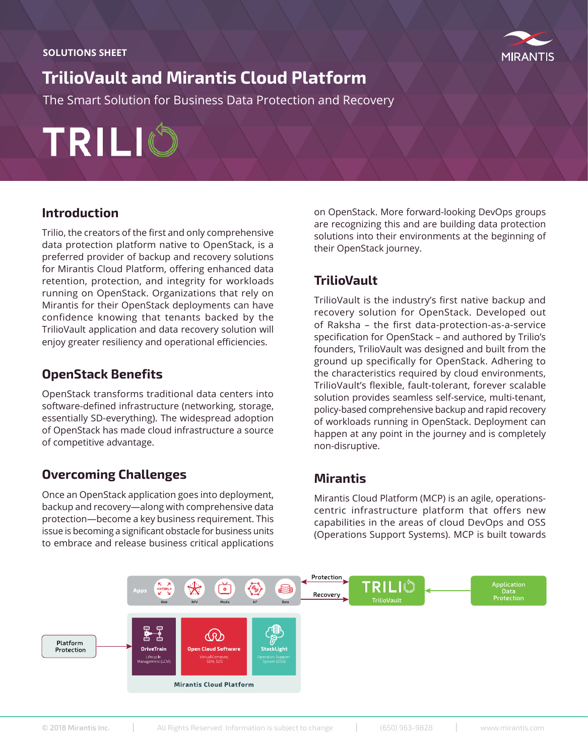SOLUTIONS SHEET

# TrilioVault and Mirantis Cloud Platform

The Smart Solution for Business Data Protection and Recovery

TRILIO

## Introduction

Trilio, the creators of the first and only comprehensive data protection platform native to OpenStack, is a preferred provider of backup and recovery solutions for Mirantis Cloud Platform, offering enhanced data retention, protection, and integrity for workloads running on OpenStack. Organizations that rely on Mirantis for their OpenStack deployments can have confidence knowing that tenants backed by the TrilioVault application and data recovery solution will enjoy greater resiliency and operational efficiencies.

## OpenStack Benefits

OpenStack transforms traditional data centers into software-defined infrastructure (networking, storage, essentially SD-everything). The widespread adoption of OpenStack has made cloud infrastructure a source of competitive advantage.

## Overcoming Challenges

Once an OpenStack application goes into deployment, backup and recovery—along with comprehensive data protection—become a key business requirement. This issue is becoming a significant obstacle for business units to embrace and release business critical applications on OpenStack. More forward-looking DevOps groups are recognizing this and are building data protection solutions into their environments at the beginning of their OpenStack journey.

## TrilioVault

TrilioVault is the industry's first native backup and recovery solution for OpenStack. Developed out of Raksha – the first data-protection-as-a-service specification for OpenStack – and authored by Trilio's founders, TrilioVault was designed and built from the ground up specifically for OpenStack. Adhering to the characteristics required by cloud environments, TrilioVault's flexible, fault-tolerant, forever scalable solution provides seamless self-service, multi-tenant, policy-based comprehensive backup and rapid recovery of workloads running in OpenStack. Deployment can happen at any point in the journey and is completely non-disruptive.

## Mirantis

Mirantis Cloud Platform (MCP) is an agile, operations-centric infrastructure platform that offers new capabilities in the areas of cloud DevOps and OSS (Operations Support Systems). MCP is built towards

Apps: Web, NFV, Media, IoT, Data

Protection / Recovery — TRILIO TrilioVault — Application Data Protection

Platform Protection → Mirantis Cloud Platform: DriveTrain (Lifecycle Management (LCM)), Open Cloud Software (Virtual Compute, SDN, SDS), StackLight (Operation Support System (OSS))

© 2018 Mirantis Inc. | All Rights Reserved. Information is subject to change | (650) 963-9828 | www.mirantis.com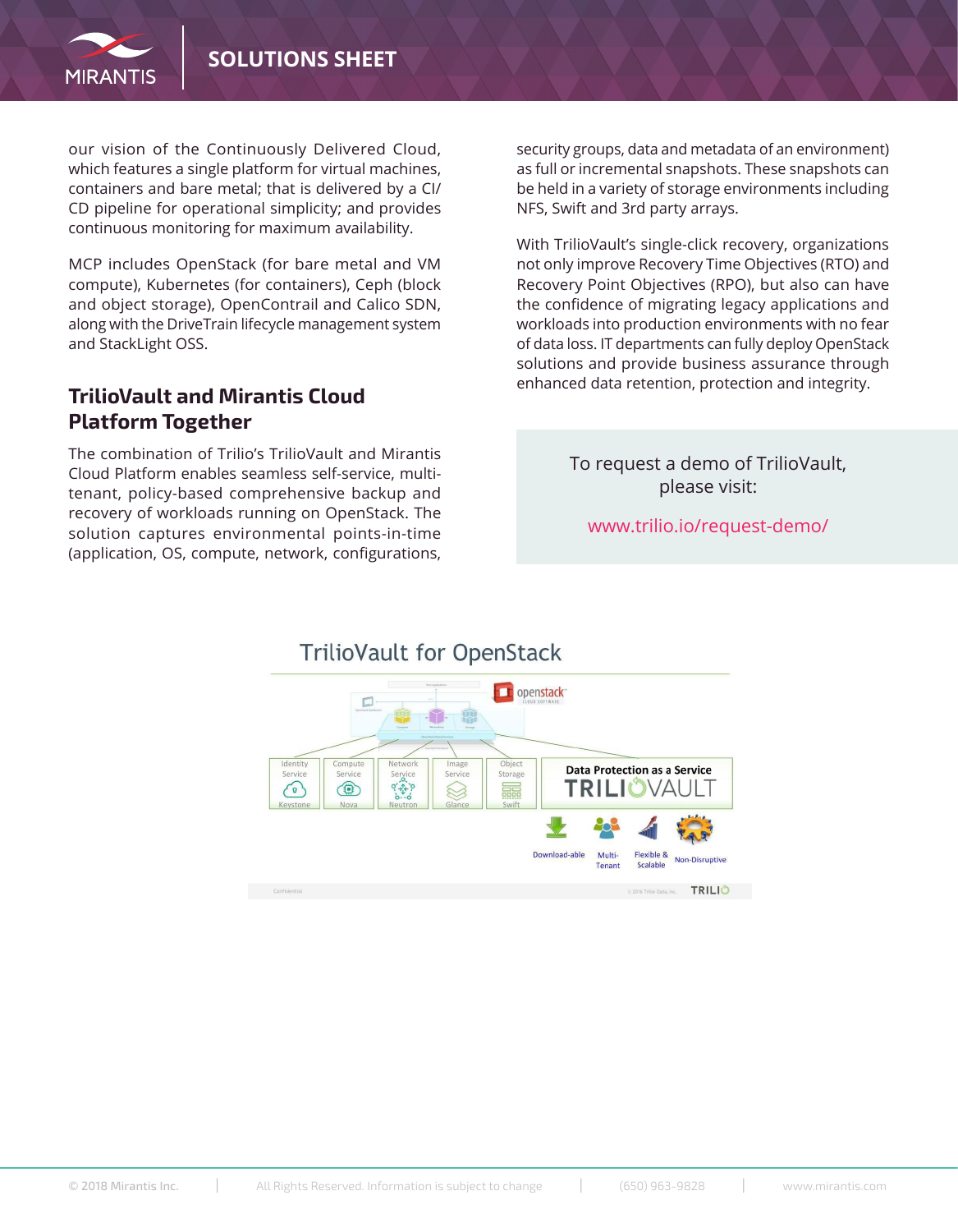our vision of the Continuously Delivered Cloud, which features a single platform for virtual machines, containers and bare metal; that is delivered by a CI/CD pipeline for operational simplicity; and provides continuous monitoring for maximum availability.

MCP includes OpenStack (for bare metal and VM compute), Kubernetes (for containers), Ceph (block and object storage), OpenContrail and Calico SDN, along with the DriveTrain lifecycle management system and StackLight OSS.

## TrilioVault and Mirantis Cloud Platform Together

The combination of Trilio's TrilioVault and Mirantis Cloud Platform enables seamless self-service, multi-tenant, policy-based comprehensive backup and recovery of workloads running on OpenStack. The solution captures environmental points-in-time (application, OS, compute, network, configurations, security groups, data and metadata of an environment) as full or incremental snapshots. These snapshots can be held in a variety of storage environments including NFS, Swift and 3rd party arrays.

With TrilioVault's single-click recovery, organizations not only improve Recovery Time Objectives (RTO) and Recovery Point Objectives (RPO), but also can have the confidence of migrating legacy applications and workloads into production environments with no fear of data loss. IT departments can fully deploy OpenStack solutions and provide business assurance through enhanced data retention, protection and integrity.

To request a demo of TrilioVault, please visit:

www.trilio.io/request-demo/

TrilioVault for OpenStack

openstack

Identity Service
Keystone

Compute Service
Nova

Network Service
Neutron

Image Service
Glance

Object Storage
Swift

Data Protection as a Service
TRILIOVAULT

Download-able
Multi-Tenant
Flexible & Scalable
Non-Disruptive